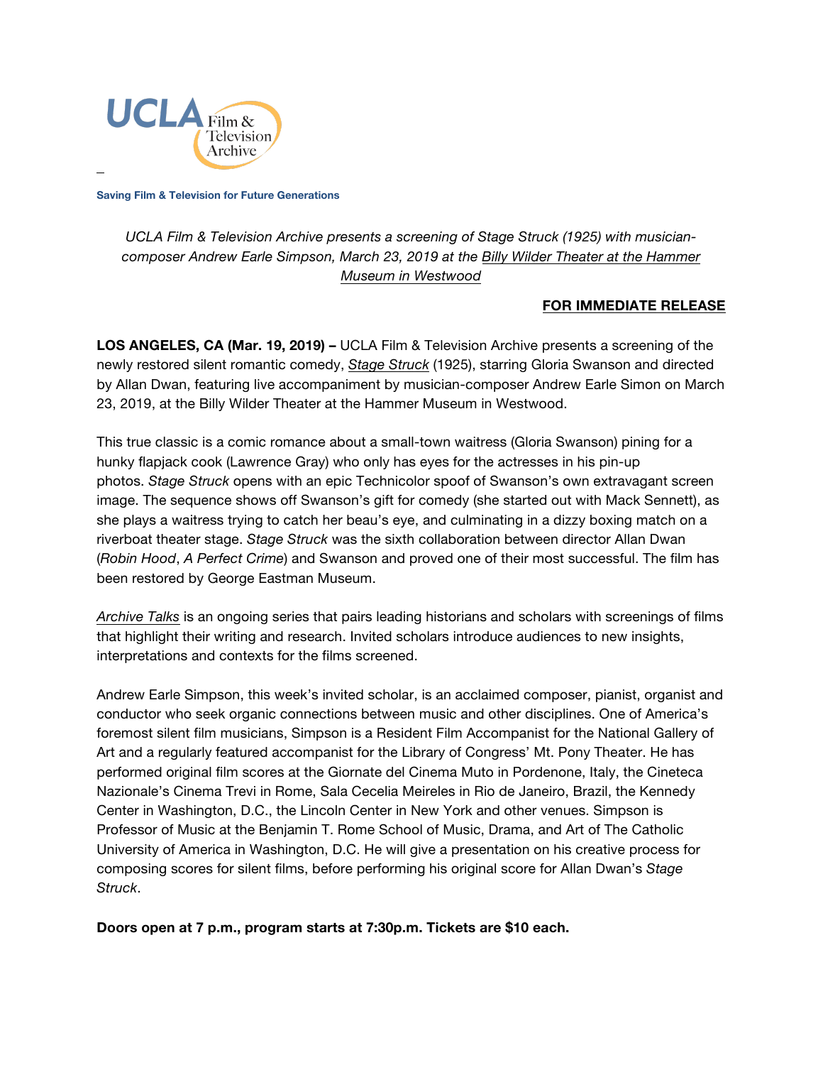UCLA Film & Television Archive

**Saving Film & Television for Future Generations**

*UCLA Film & Television Archive presents a screening of Stage Struck (1925) with musician-composer Andrew Earle Simpson, March 23, 2019 at the Billy Wilder Theater at the Hammer Museum in Westwood*

**FOR IMMEDIATE RELEASE**

**LOS ANGELES, CA (Mar. 19, 2019) –** UCLA Film & Television Archive presents a screening of the newly restored silent romantic comedy, *Stage Struck* (1925), starring Gloria Swanson and directed by Allan Dwan, featuring live accompaniment by musician-composer Andrew Earle Simon on March 23, 2019, at the Billy Wilder Theater at the Hammer Museum in Westwood.

This true classic is a comic romance about a small-town waitress (Gloria Swanson) pining for a hunky flapjack cook (Lawrence Gray) who only has eyes for the actresses in his pin-up photos. *Stage Struck* opens with an epic Technicolor spoof of Swanson's own extravagant screen image. The sequence shows off Swanson's gift for comedy (she started out with Mack Sennett), as she plays a waitress trying to catch her beau's eye, and culminating in a dizzy boxing match on a riverboat theater stage. *Stage Struck* was the sixth collaboration between director Allan Dwan (*Robin Hood*, *A Perfect Crime*) and Swanson and proved one of their most successful. The film has been restored by George Eastman Museum.

*Archive Talks* is an ongoing series that pairs leading historians and scholars with screenings of films that highlight their writing and research. Invited scholars introduce audiences to new insights, interpretations and contexts for the films screened.

Andrew Earle Simpson, this week's invited scholar, is an acclaimed composer, pianist, organist and conductor who seek organic connections between music and other disciplines. One of America's foremost silent film musicians, Simpson is a Resident Film Accompanist for the National Gallery of Art and a regularly featured accompanist for the Library of Congress' Mt. Pony Theater. He has performed original film scores at the Giornate del Cinema Muto in Pordenone, Italy, the Cineteca Nazionale's Cinema Trevi in Rome, Sala Cecelia Meireles in Rio de Janeiro, Brazil, the Kennedy Center in Washington, D.C., the Lincoln Center in New York and other venues. Simpson is Professor of Music at the Benjamin T. Rome School of Music, Drama, and Art of The Catholic University of America in Washington, D.C. He will give a presentation on his creative process for composing scores for silent films, before performing his original score for Allan Dwan's *Stage Struck*.

**Doors open at 7 p.m., program starts at 7:30p.m. Tickets are $10 each.**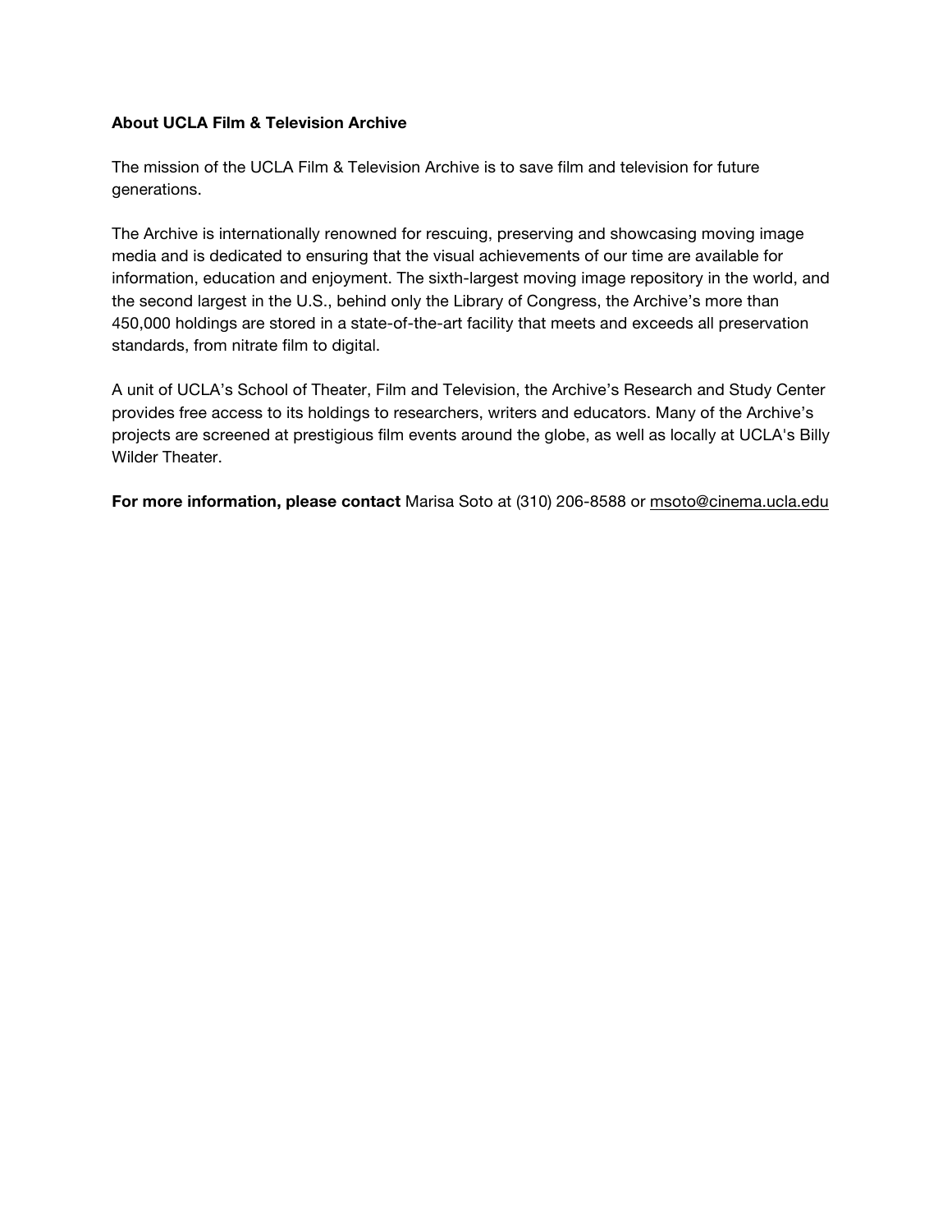**About UCLA Film & Television Archive**

The mission of the UCLA Film & Television Archive is to save film and television for future generations.

The Archive is internationally renowned for rescuing, preserving and showcasing moving image media and is dedicated to ensuring that the visual achievements of our time are available for information, education and enjoyment. The sixth-largest moving image repository in the world, and the second largest in the U.S., behind only the Library of Congress, the Archive's more than 450,000 holdings are stored in a state-of-the-art facility that meets and exceeds all preservation standards, from nitrate film to digital.

A unit of UCLA's School of Theater, Film and Television, the Archive's Research and Study Center provides free access to its holdings to researchers, writers and educators. Many of the Archive's projects are screened at prestigious film events around the globe, as well as locally at UCLA's Billy Wilder Theater.

**For more information, please contact** Marisa Soto at (310) 206-8588 or msoto@cinema.ucla.edu